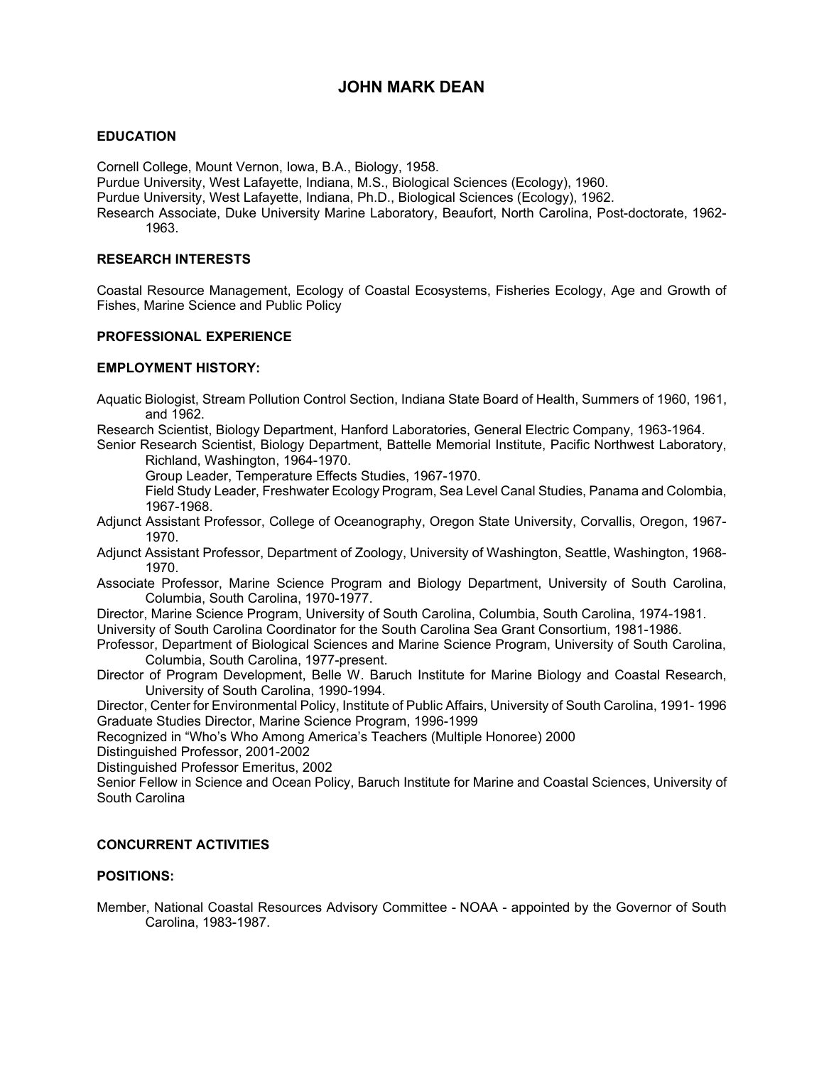# JOHN MARK DEAN

## EDUCATION

Cornell College, Mount Vernon, Iowa, B.A., Biology, 1958.
Purdue University, West Lafayette, Indiana, M.S., Biological Sciences (Ecology), 1960.
Purdue University, West Lafayette, Indiana, Ph.D., Biological Sciences (Ecology), 1962.
Research Associate, Duke University Marine Laboratory, Beaufort, North Carolina, Post-doctorate, 1962-1963.

## RESEARCH INTERESTS

Coastal Resource Management, Ecology of Coastal Ecosystems, Fisheries Ecology, Age and Growth of Fishes, Marine Science and Public Policy

## PROFESSIONAL EXPERIENCE

### EMPLOYMENT HISTORY:

Aquatic Biologist, Stream Pollution Control Section, Indiana State Board of Health, Summers of 1960, 1961, and 1962.
Research Scientist, Biology Department, Hanford Laboratories, General Electric Company, 1963-1964.
Senior Research Scientist, Biology Department, Battelle Memorial Institute, Pacific Northwest Laboratory, Richland, Washington, 1964-1970.
Group Leader, Temperature Effects Studies, 1967-1970.
Field Study Leader, Freshwater Ecology Program, Sea Level Canal Studies, Panama and Colombia, 1967-1968.
Adjunct Assistant Professor, College of Oceanography, Oregon State University, Corvallis, Oregon, 1967-1970.
Adjunct Assistant Professor, Department of Zoology, University of Washington, Seattle, Washington, 1968-1970.
Associate Professor, Marine Science Program and Biology Department, University of South Carolina, Columbia, South Carolina, 1970-1977.
Director, Marine Science Program, University of South Carolina, Columbia, South Carolina, 1974-1981.
University of South Carolina Coordinator for the South Carolina Sea Grant Consortium, 1981-1986.
Professor, Department of Biological Sciences and Marine Science Program, University of South Carolina, Columbia, South Carolina, 1977-present.
Director of Program Development, Belle W. Baruch Institute for Marine Biology and Coastal Research, University of South Carolina, 1990-1994.
Director, Center for Environmental Policy, Institute of Public Affairs, University of South Carolina, 1991- 1996
Graduate Studies Director, Marine Science Program, 1996-1999
Recognized in "Who's Who Among America's Teachers (Multiple Honoree) 2000
Distinguished Professor, 2001-2002
Distinguished Professor Emeritus, 2002
Senior Fellow in Science and Ocean Policy, Baruch Institute for Marine and Coastal Sciences, University of South Carolina

## CONCURRENT ACTIVITIES

### POSITIONS:

Member, National Coastal Resources Advisory Committee - NOAA - appointed by the Governor of South Carolina, 1983-1987.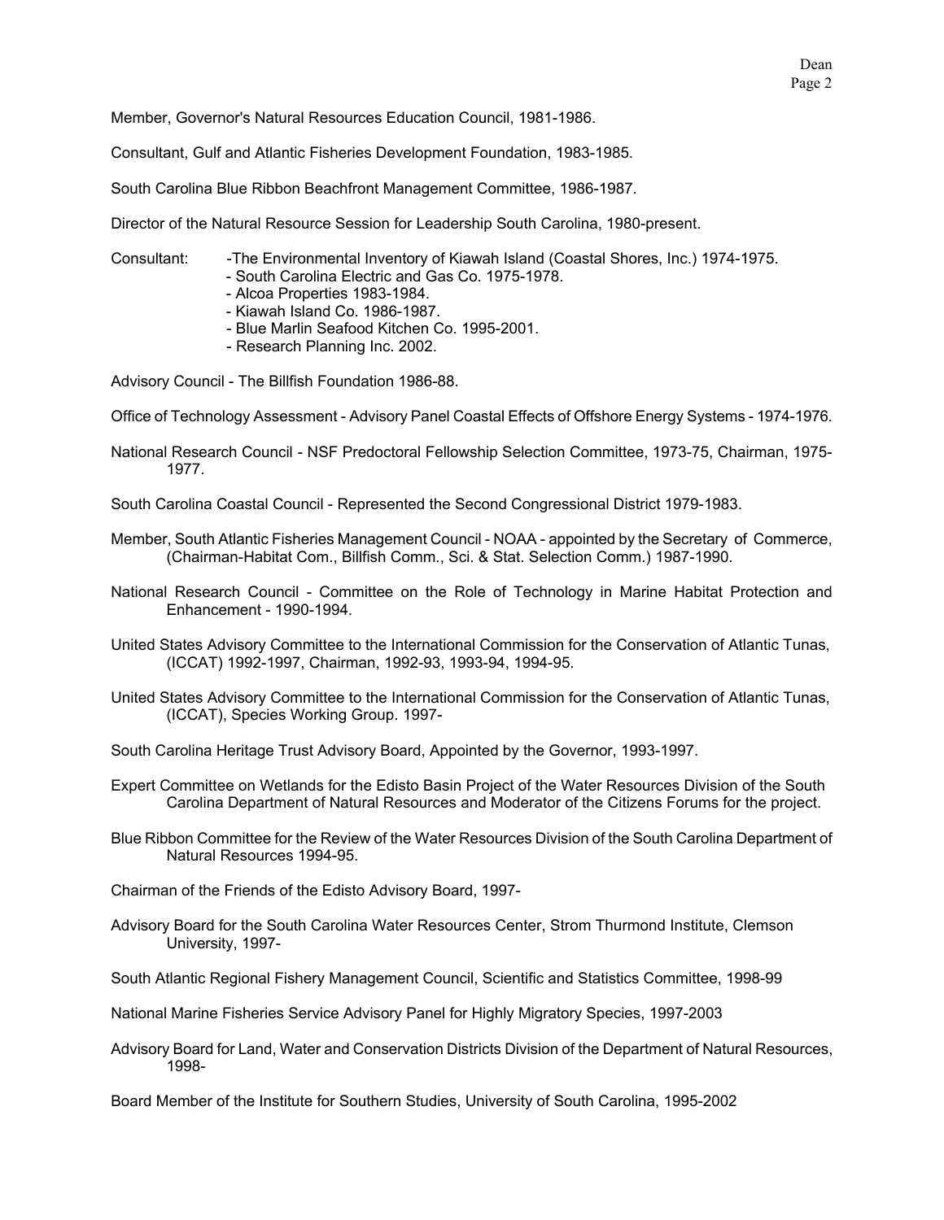Member, Governor's Natural Resources Education Council, 1981-1986.

Consultant, Gulf and Atlantic Fisheries Development Foundation, 1983-1985.

South Carolina Blue Ribbon Beachfront Management Committee, 1986-1987.

Director of the Natural Resource Session for Leadership South Carolina, 1980-present.

Consultant:
- The Environmental Inventory of Kiawah Island (Coastal Shores, Inc.) 1974-1975.
- South Carolina Electric and Gas Co. 1975-1978.
- Alcoa Properties 1983-1984.
- Kiawah Island Co. 1986-1987.
- Blue Marlin Seafood Kitchen Co. 1995-2001.
- Research Planning Inc. 2002.

Advisory Council - The Billfish Foundation 1986-88.

Office of Technology Assessment - Advisory Panel Coastal Effects of Offshore Energy Systems - 1974-1976.

National Research Council - NSF Predoctoral Fellowship Selection Committee, 1973-75, Chairman, 1975-1977.

South Carolina Coastal Council - Represented the Second Congressional District 1979-1983.

Member, South Atlantic Fisheries Management Council - NOAA - appointed by the Secretary of Commerce, (Chairman-Habitat Com., Billfish Comm., Sci. & Stat. Selection Comm.) 1987-1990.

National Research Council - Committee on the Role of Technology in Marine Habitat Protection and Enhancement - 1990-1994.

United States Advisory Committee to the International Commission for the Conservation of Atlantic Tunas, (ICCAT) 1992-1997, Chairman, 1992-93, 1993-94, 1994-95.

United States Advisory Committee to the International Commission for the Conservation of Atlantic Tunas, (ICCAT), Species Working Group. 1997-

South Carolina Heritage Trust Advisory Board, Appointed by the Governor, 1993-1997.

Expert Committee on Wetlands for the Edisto Basin Project of the Water Resources Division of the South Carolina Department of Natural Resources and Moderator of the Citizens Forums for the project.

Blue Ribbon Committee for the Review of the Water Resources Division of the South Carolina Department of Natural Resources 1994-95.

Chairman of the Friends of the Edisto Advisory Board, 1997-

Advisory Board for the South Carolina Water Resources Center, Strom Thurmond Institute, Clemson University, 1997-

South Atlantic Regional Fishery Management Council, Scientific and Statistics Committee, 1998-99

National Marine Fisheries Service Advisory Panel for Highly Migratory Species, 1997-2003

Advisory Board for Land, Water and Conservation Districts Division of the Department of Natural Resources, 1998-

Board Member of the Institute for Southern Studies, University of South Carolina, 1995-2002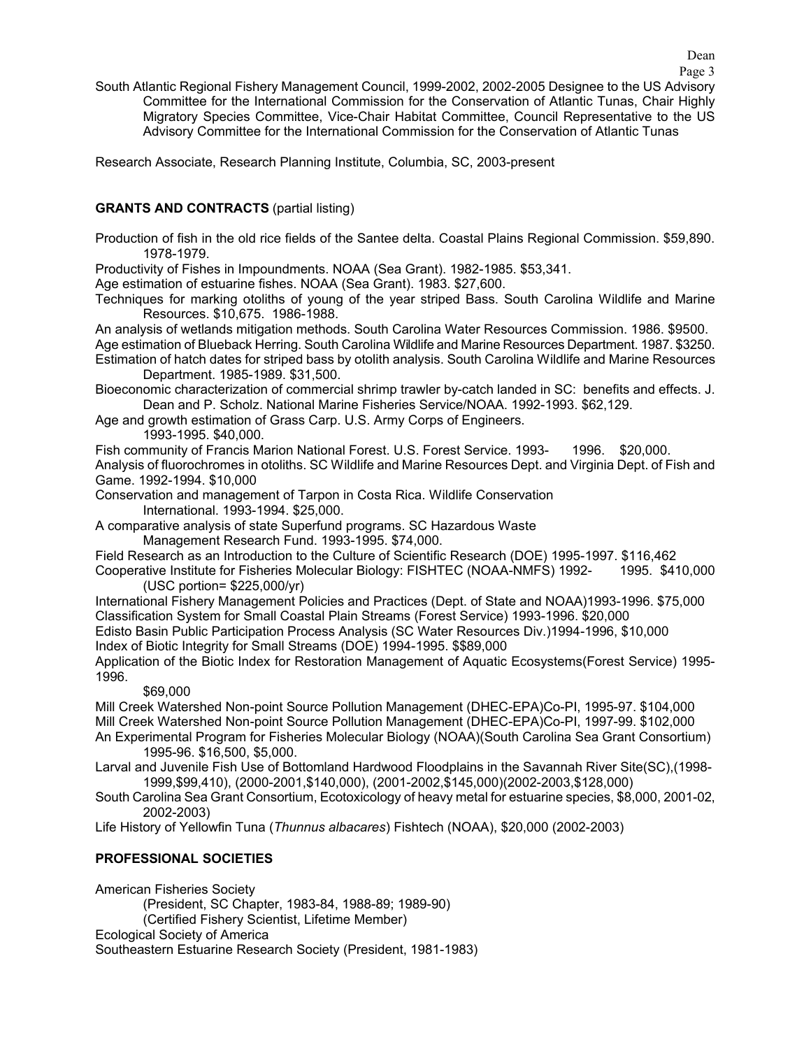South Atlantic Regional Fishery Management Council, 1999-2002, 2002-2005 Designee to the US Advisory Committee for the International Commission for the Conservation of Atlantic Tunas, Chair Highly Migratory Species Committee, Vice-Chair Habitat Committee, Council Representative to the US Advisory Committee for the International Commission for the Conservation of Atlantic Tunas

Research Associate, Research Planning Institute, Columbia, SC, 2003-present

**GRANTS AND CONTRACTS** (partial listing)

Production of fish in the old rice fields of the Santee delta. Coastal Plains Regional Commission. $59,890. 1978-1979.

Productivity of Fishes in Impoundments. NOAA (Sea Grant). 1982-1985. $53,341.

Age estimation of estuarine fishes. NOAA (Sea Grant). 1983. $27,600.

Techniques for marking otoliths of young of the year striped Bass. South Carolina Wildlife and Marine Resources. $10,675. 1986-1988.

An analysis of wetlands mitigation methods. South Carolina Water Resources Commission. 1986. $9500.

Age estimation of Blueback Herring. South Carolina Wildlife and Marine Resources Department. 1987. $3250.

Estimation of hatch dates for striped bass by otolith analysis. South Carolina Wildlife and Marine Resources Department. 1985-1989. $31,500.

Bioeconomic characterization of commercial shrimp trawler by-catch landed in SC: benefits and effects. J. Dean and P. Scholz. National Marine Fisheries Service/NOAA. 1992-1993. $62,129.

Age and growth estimation of Grass Carp. U.S. Army Corps of Engineers. 1993-1995. $40,000.

Fish community of Francis Marion National Forest. U.S. Forest Service. 1993- 1996. $20,000.

Analysis of fluorochromes in otoliths. SC Wildlife and Marine Resources Dept. and Virginia Dept. of Fish and Game. 1992-1994. $10,000

Conservation and management of Tarpon in Costa Rica. Wildlife Conservation International. 1993-1994. $25,000.

A comparative analysis of state Superfund programs. SC Hazardous Waste Management Research Fund. 1993-1995. $74,000.

Field Research as an Introduction to the Culture of Scientific Research (DOE) 1995-1997. $116,462

Cooperative Institute for Fisheries Molecular Biology: FISHTEC (NOAA-NMFS) 1992- 1995. $410,000 (USC portion= $225,000/yr)

International Fishery Management Policies and Practices (Dept. of State and NOAA)1993-1996. $75,000

Classification System for Small Coastal Plain Streams (Forest Service) 1993-1996. $20,000

Edisto Basin Public Participation Process Analysis (SC Water Resources Div.)1994-1996, $10,000

Index of Biotic Integrity for Small Streams (DOE) 1994-1995. $$89,000

Application of the Biotic Index for Restoration Management of Aquatic Ecosystems(Forest Service) 1995-1996. $69,000

Mill Creek Watershed Non-point Source Pollution Management (DHEC-EPA)Co-PI, 1995-97. $104,000

Mill Creek Watershed Non-point Source Pollution Management (DHEC-EPA)Co-PI, 1997-99. $102,000

An Experimental Program for Fisheries Molecular Biology (NOAA)(South Carolina Sea Grant Consortium) 1995-96. $16,500, $5,000.

Larval and Juvenile Fish Use of Bottomland Hardwood Floodplains in the Savannah River Site(SC),(1998-1999,$99,410), (2000-2001,$140,000), (2001-2002,$145,000)(2002-2003,$128,000)

South Carolina Sea Grant Consortium, Ecotoxicology of heavy metal for estuarine species, $8,000, 2001-02, 2002-2003)

Life History of Yellowfin Tuna (*Thunnus albacares*) Fishtech (NOAA), $20,000 (2002-2003)

**PROFESSIONAL SOCIETIES**

American Fisheries Society
(President, SC Chapter, 1983-84, 1988-89; 1989-90)
(Certified Fishery Scientist, Lifetime Member)

Ecological Society of America

Southeastern Estuarine Research Society (President, 1981-1983)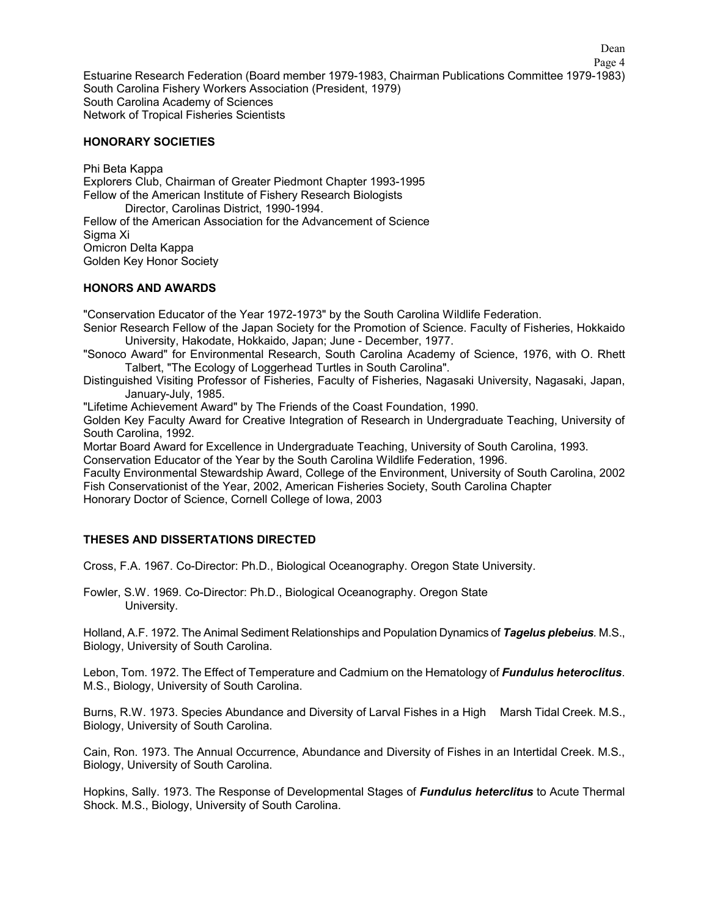Estuarine Research Federation (Board member 1979-1983, Chairman Publications Committee 1979-1983)
South Carolina Fishery Workers Association (President, 1979)
South Carolina Academy of Sciences
Network of Tropical Fisheries Scientists

## HONORARY SOCIETIES

Phi Beta Kappa
Explorers Club, Chairman of Greater Piedmont Chapter 1993-1995
Fellow of the American Institute of Fishery Research Biologists
  Director, Carolinas District, 1990-1994.
Fellow of the American Association for the Advancement of Science
Sigma Xi
Omicron Delta Kappa
Golden Key Honor Society

## HONORS AND AWARDS

"Conservation Educator of the Year 1972-1973" by the South Carolina Wildlife Federation.
Senior Research Fellow of the Japan Society for the Promotion of Science. Faculty of Fisheries, Hokkaido University, Hakodate, Hokkaido, Japan; June - December, 1977.
"Sonoco Award" for Environmental Research, South Carolina Academy of Science, 1976, with O. Rhett Talbert, "The Ecology of Loggerhead Turtles in South Carolina".
Distinguished Visiting Professor of Fisheries, Faculty of Fisheries, Nagasaki University, Nagasaki, Japan, January-July, 1985.
"Lifetime Achievement Award" by The Friends of the Coast Foundation, 1990.
Golden Key Faculty Award for Creative Integration of Research in Undergraduate Teaching, University of South Carolina, 1992.
Mortar Board Award for Excellence in Undergraduate Teaching, University of South Carolina, 1993.
Conservation Educator of the Year by the South Carolina Wildlife Federation, 1996.
Faculty Environmental Stewardship Award, College of the Environment, University of South Carolina, 2002
Fish Conservationist of the Year, 2002, American Fisheries Society, South Carolina Chapter
Honorary Doctor of Science, Cornell College of Iowa, 2003

## THESES AND DISSERTATIONS DIRECTED

Cross, F.A. 1967. Co-Director: Ph.D., Biological Oceanography. Oregon State University.

Fowler, S.W. 1969. Co-Director: Ph.D., Biological Oceanography. Oregon State University.

Holland, A.F. 1972. The Animal Sediment Relationships and Population Dynamics of ***Tagelus plebeius***. M.S., Biology, University of South Carolina.

Lebon, Tom. 1972. The Effect of Temperature and Cadmium on the Hematology of ***Fundulus heteroclitus***. M.S., Biology, University of South Carolina.

Burns, R.W. 1973. Species Abundance and Diversity of Larval Fishes in a High Marsh Tidal Creek. M.S., Biology, University of South Carolina.

Cain, Ron. 1973. The Annual Occurrence, Abundance and Diversity of Fishes in an Intertidal Creek. M.S., Biology, University of South Carolina.

Hopkins, Sally. 1973. The Response of Developmental Stages of ***Fundulus heterclitus*** to Acute Thermal Shock. M.S., Biology, University of South Carolina.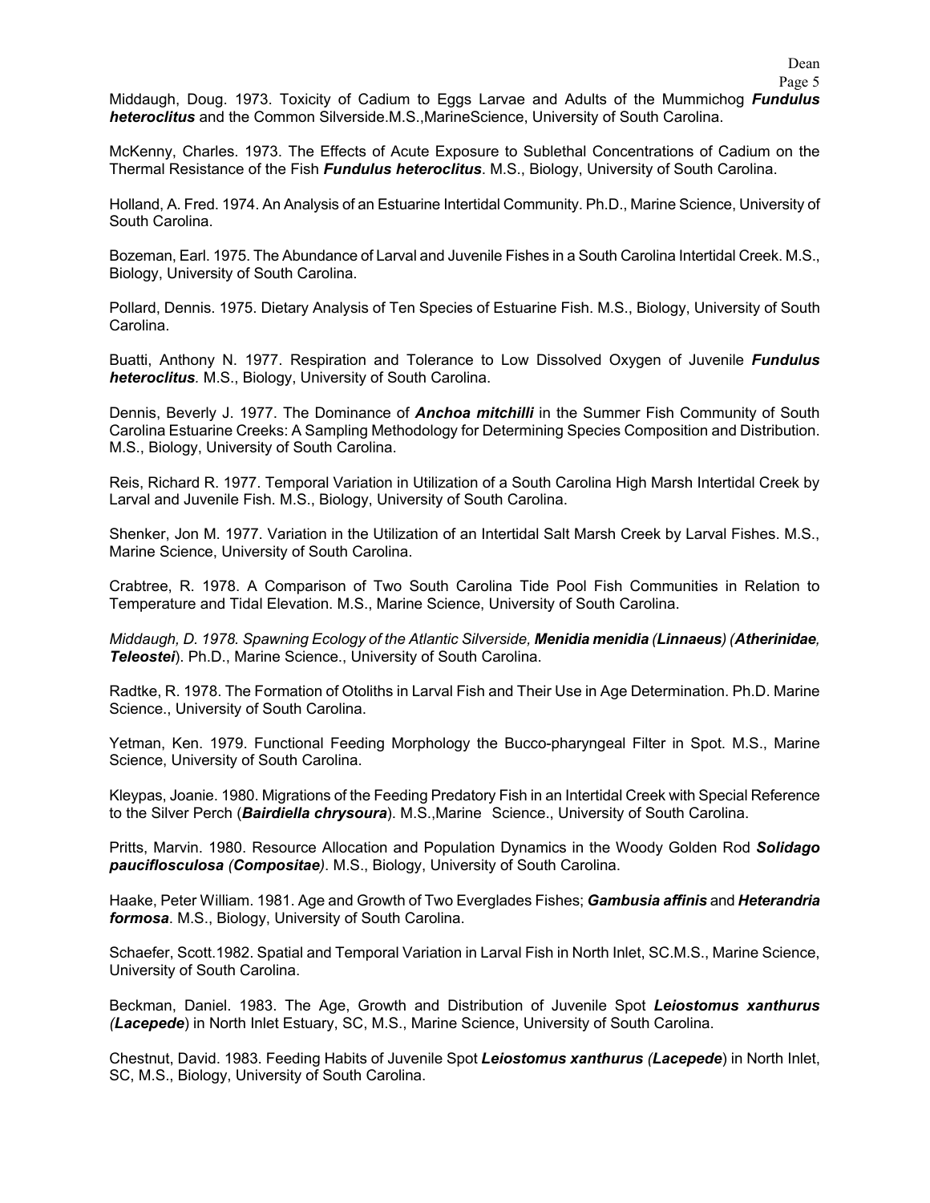Middaugh, Doug. 1973. Toxicity of Cadium to Eggs Larvae and Adults of the Mummichog ***Fundulus heteroclitus*** and the Common Silverside.M.S.,MarineScience, University of South Carolina.

McKenny, Charles. 1973. The Effects of Acute Exposure to Sublethal Concentrations of Cadium on the Thermal Resistance of the Fish ***Fundulus heteroclitus***. M.S., Biology, University of South Carolina.

Holland, A. Fred. 1974. An Analysis of an Estuarine Intertidal Community. Ph.D., Marine Science, University of South Carolina.

Bozeman, Earl. 1975. The Abundance of Larval and Juvenile Fishes in a South Carolina Intertidal Creek. M.S., Biology, University of South Carolina.

Pollard, Dennis. 1975. Dietary Analysis of Ten Species of Estuarine Fish. M.S., Biology, University of South Carolina.

Buatti, Anthony N. 1977. Respiration and Tolerance to Low Dissolved Oxygen of Juvenile ***Fundulus heteroclitus***. M.S., Biology, University of South Carolina.

Dennis, Beverly J. 1977. The Dominance of ***Anchoa mitchilli*** in the Summer Fish Community of South Carolina Estuarine Creeks: A Sampling Methodology for Determining Species Composition and Distribution. M.S., Biology, University of South Carolina.

Reis, Richard R. 1977. Temporal Variation in Utilization of a South Carolina High Marsh Intertidal Creek by Larval and Juvenile Fish. M.S., Biology, University of South Carolina.

Shenker, Jon M. 1977. Variation in the Utilization of an Intertidal Salt Marsh Creek by Larval Fishes. M.S., Marine Science, University of South Carolina.

Crabtree, R. 1978. A Comparison of Two South Carolina Tide Pool Fish Communities in Relation to Temperature and Tidal Elevation. M.S., Marine Science, University of South Carolina.

*Middaugh, D. 1978. Spawning Ecology of the Atlantic Silverside, **Menidia menidia (Linnaeus)** (**Atherinidae, Teleostei**)*. Ph.D., Marine Science., University of South Carolina.

Radtke, R. 1978. The Formation of Otoliths in Larval Fish and Their Use in Age Determination. Ph.D. Marine Science., University of South Carolina.

Yetman, Ken. 1979. Functional Feeding Morphology the Bucco-pharyngeal Filter in Spot. M.S., Marine Science, University of South Carolina.

Kleypas, Joanie. 1980. Migrations of the Feeding Predatory Fish in an Intertidal Creek with Special Reference to the Silver Perch (***Bairdiella chrysoura***). M.S.,Marine Science., University of South Carolina.

Pritts, Marvin. 1980. Resource Allocation and Population Dynamics in the Woody Golden Rod ***Solidago pauciflosculosa (Compositae)***. M.S., Biology, University of South Carolina.

Haake, Peter William. 1981. Age and Growth of Two Everglades Fishes; ***Gambusia affinis*** and ***Heterandria formosa***. M.S., Biology, University of South Carolina.

Schaefer, Scott.1982. Spatial and Temporal Variation in Larval Fish in North Inlet, SC.M.S., Marine Science, University of South Carolina.

Beckman, Daniel. 1983. The Age, Growth and Distribution of Juvenile Spot ***Leiostomus xanthurus (Lacepede***) in North Inlet Estuary, SC, M.S., Marine Science, University of South Carolina.

Chestnut, David. 1983. Feeding Habits of Juvenile Spot ***Leiostomus xanthurus (Lacepede***) in North Inlet, SC, M.S., Biology, University of South Carolina.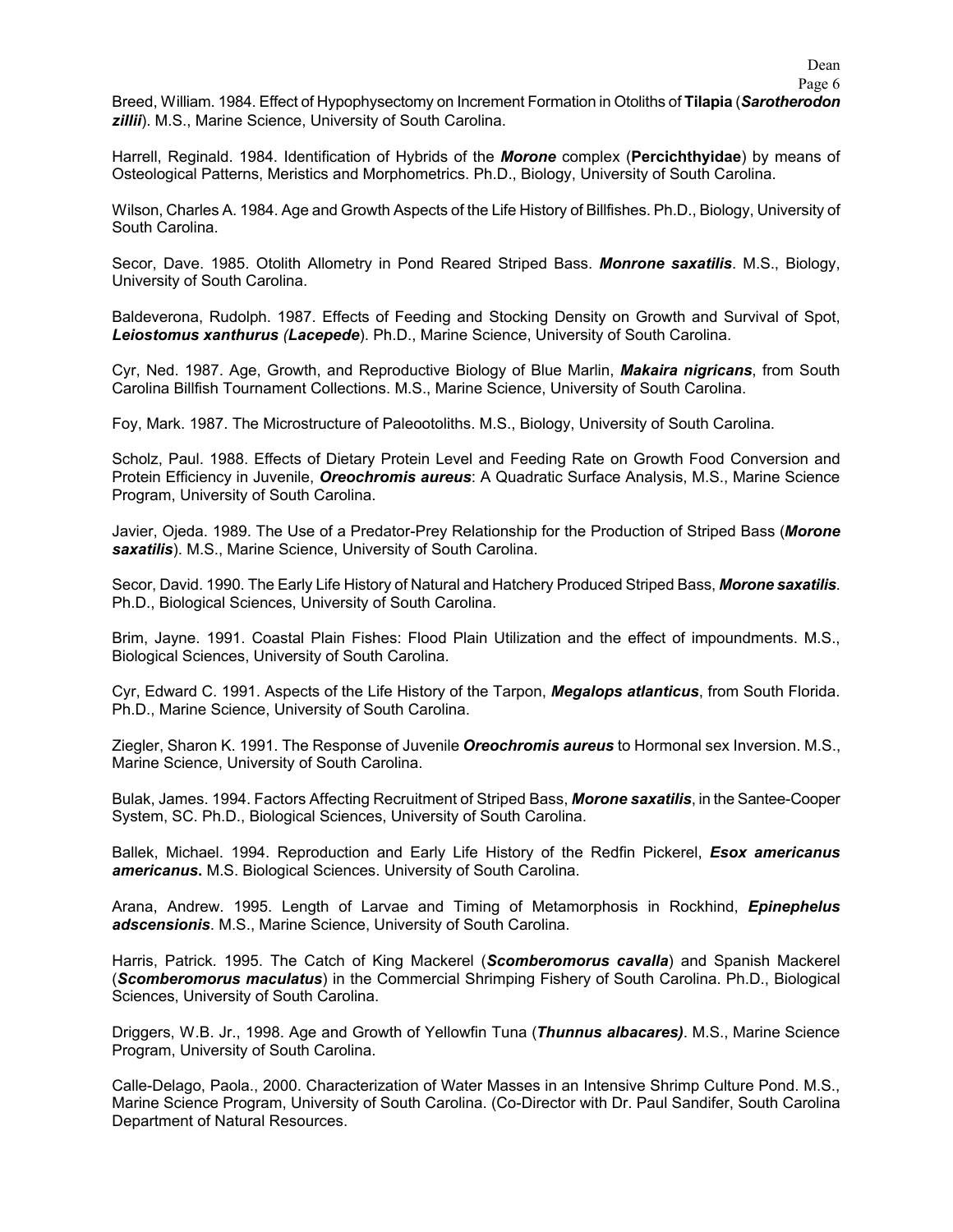Breed, William. 1984. Effect of Hypophysectomy on Increment Formation in Otoliths of **Tilapia** (***Sarotherodon zillii***). M.S., Marine Science, University of South Carolina.

Harrell, Reginald. 1984. Identification of Hybrids of the ***Morone*** complex (**Percichthyidae**) by means of Osteological Patterns, Meristics and Morphometrics. Ph.D., Biology, University of South Carolina.

Wilson, Charles A. 1984. Age and Growth Aspects of the Life History of Billfishes. Ph.D., Biology, University of South Carolina.

Secor, Dave. 1985. Otolith Allometry in Pond Reared Striped Bass. ***Monrone saxatilis***. M.S., Biology, University of South Carolina.

Baldeverona, Rudolph. 1987. Effects of Feeding and Stocking Density on Growth and Survival of Spot, ***Leiostomus xanthurus (Lacepede***). Ph.D., Marine Science, University of South Carolina.

Cyr, Ned. 1987. Age, Growth, and Reproductive Biology of Blue Marlin, ***Makaira nigricans***, from South Carolina Billfish Tournament Collections. M.S., Marine Science, University of South Carolina.

Foy, Mark. 1987. The Microstructure of Paleootoliths. M.S., Biology, University of South Carolina.

Scholz, Paul. 1988. Effects of Dietary Protein Level and Feeding Rate on Growth Food Conversion and Protein Efficiency in Juvenile, ***Oreochromis aureus***: A Quadratic Surface Analysis, M.S., Marine Science Program, University of South Carolina.

Javier, Ojeda. 1989. The Use of a Predator-Prey Relationship for the Production of Striped Bass (***Morone saxatilis***). M.S., Marine Science, University of South Carolina.

Secor, David. 1990. The Early Life History of Natural and Hatchery Produced Striped Bass, ***Morone saxatilis***. Ph.D., Biological Sciences, University of South Carolina.

Brim, Jayne. 1991. Coastal Plain Fishes: Flood Plain Utilization and the effect of impoundments. M.S., Biological Sciences, University of South Carolina.

Cyr, Edward C. 1991. Aspects of the Life History of the Tarpon, ***Megalops atlanticus***, from South Florida. Ph.D., Marine Science, University of South Carolina.

Ziegler, Sharon K. 1991. The Response of Juvenile ***Oreochromis aureus*** to Hormonal sex Inversion. M.S., Marine Science, University of South Carolina.

Bulak, James. 1994. Factors Affecting Recruitment of Striped Bass, ***Morone saxatilis***, in the Santee-Cooper System, SC. Ph.D., Biological Sciences, University of South Carolina.

Ballek, Michael. 1994. Reproduction and Early Life History of the Redfin Pickerel, ***Esox americanus americanus*.** M.S. Biological Sciences. University of South Carolina.

Arana, Andrew. 1995. Length of Larvae and Timing of Metamorphosis in Rockhind, ***Epinephelus adscensionis***. M.S., Marine Science, University of South Carolina.

Harris, Patrick. 1995. The Catch of King Mackerel (***Scomberomorus cavalla***) and Spanish Mackerel (***Scomberomorus maculatus***) in the Commercial Shrimping Fishery of South Carolina. Ph.D., Biological Sciences, University of South Carolina.

Driggers, W.B. Jr., 1998. Age and Growth of Yellowfin Tuna (***Thunnus albacares)***. M.S., Marine Science Program, University of South Carolina.

Calle-Delago, Paola., 2000. Characterization of Water Masses in an Intensive Shrimp Culture Pond. M.S., Marine Science Program, University of South Carolina. (Co-Director with Dr. Paul Sandifer, South Carolina Department of Natural Resources.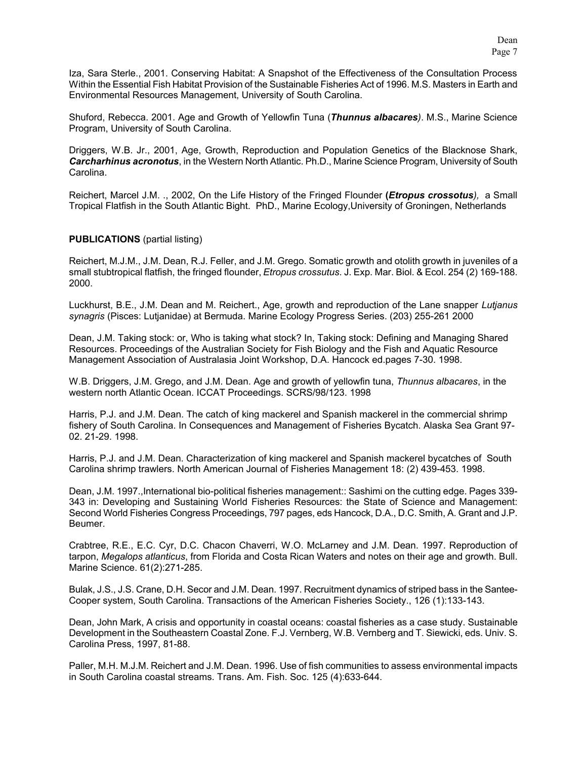Iza, Sara Sterle., 2001. Conserving Habitat: A Snapshot of the Effectiveness of the Consultation Process Within the Essential Fish Habitat Provision of the Sustainable Fisheries Act of 1996. M.S. Masters in Earth and Environmental Resources Management, University of South Carolina.

Shuford, Rebecca. 2001. Age and Growth of Yellowfin Tuna (***Thunnus albacares)***. M.S., Marine Science Program, University of South Carolina.

Driggers, W.B. Jr., 2001, Age, Growth, Reproduction and Population Genetics of the Blacknose Shark, ***Carcharhinus acronotus***, in the Western North Atlantic. Ph.D., Marine Science Program, University of South Carolina.

Reichert, Marcel J.M. ., 2002, On the Life History of the Fringed Flounder **(*Etropus crossotus*)**, a Small Tropical Flatfish in the South Atlantic Bight. PhD., Marine Ecology,University of Groningen, Netherlands

**PUBLICATIONS** (partial listing)

Reichert, M.J.M., J.M. Dean, R.J. Feller, and J.M. Grego. Somatic growth and otolith growth in juveniles of a small stubtropical flatfish, the fringed flounder, *Etropus crossutus*. J. Exp. Mar. Biol. & Ecol. 254 (2) 169-188. 2000.

Luckhurst, B.E., J.M. Dean and M. Reichert., Age, growth and reproduction of the Lane snapper *Lutjanus synagris* (Pisces: Lutjanidae) at Bermuda. Marine Ecology Progress Series. (203) 255-261 2000

Dean, J.M. Taking stock: or, Who is taking what stock? In, Taking stock: Defining and Managing Shared Resources. Proceedings of the Australian Society for Fish Biology and the Fish and Aquatic Resource Management Association of Australasia Joint Workshop, D.A. Hancock ed.pages 7-30. 1998.

W.B. Driggers, J.M. Grego, and J.M. Dean. Age and growth of yellowfin tuna, *Thunnus albacares*, in the western north Atlantic Ocean. ICCAT Proceedings. SCRS/98/123. 1998

Harris, P.J. and J.M. Dean. The catch of king mackerel and Spanish mackerel in the commercial shrimp fishery of South Carolina. In Consequences and Management of Fisheries Bycatch. Alaska Sea Grant 97-02. 21-29. 1998.

Harris, P.J. and J.M. Dean. Characterization of king mackerel and Spanish mackerel bycatches of South Carolina shrimp trawlers. North American Journal of Fisheries Management 18: (2) 439-453. 1998.

Dean, J.M. 1997.,International bio-political fisheries management:: Sashimi on the cutting edge. Pages 339-343 in: Developing and Sustaining World Fisheries Resources: the State of Science and Management: Second World Fisheries Congress Proceedings, 797 pages, eds Hancock, D.A., D.C. Smith, A. Grant and J.P. Beumer.

Crabtree, R.E., E.C. Cyr, D.C. Chacon Chaverri, W.O. McLarney and J.M. Dean. 1997. Reproduction of tarpon, *Megalops atlanticus*, from Florida and Costa Rican Waters and notes on their age and growth. Bull. Marine Science. 61(2):271-285.

Bulak, J.S., J.S. Crane, D.H. Secor and J.M. Dean. 1997. Recruitment dynamics of striped bass in the Santee-Cooper system, South Carolina. Transactions of the American Fisheries Society., 126 (1):133-143.

Dean, John Mark, A crisis and opportunity in coastal oceans: coastal fisheries as a case study. Sustainable Development in the Southeastern Coastal Zone. F.J. Vernberg, W.B. Vernberg and T. Siewicki, eds. Univ. S. Carolina Press, 1997, 81-88.

Paller, M.H. M.J.M. Reichert and J.M. Dean. 1996. Use of fish communities to assess environmental impacts in South Carolina coastal streams. Trans. Am. Fish. Soc. 125 (4):633-644.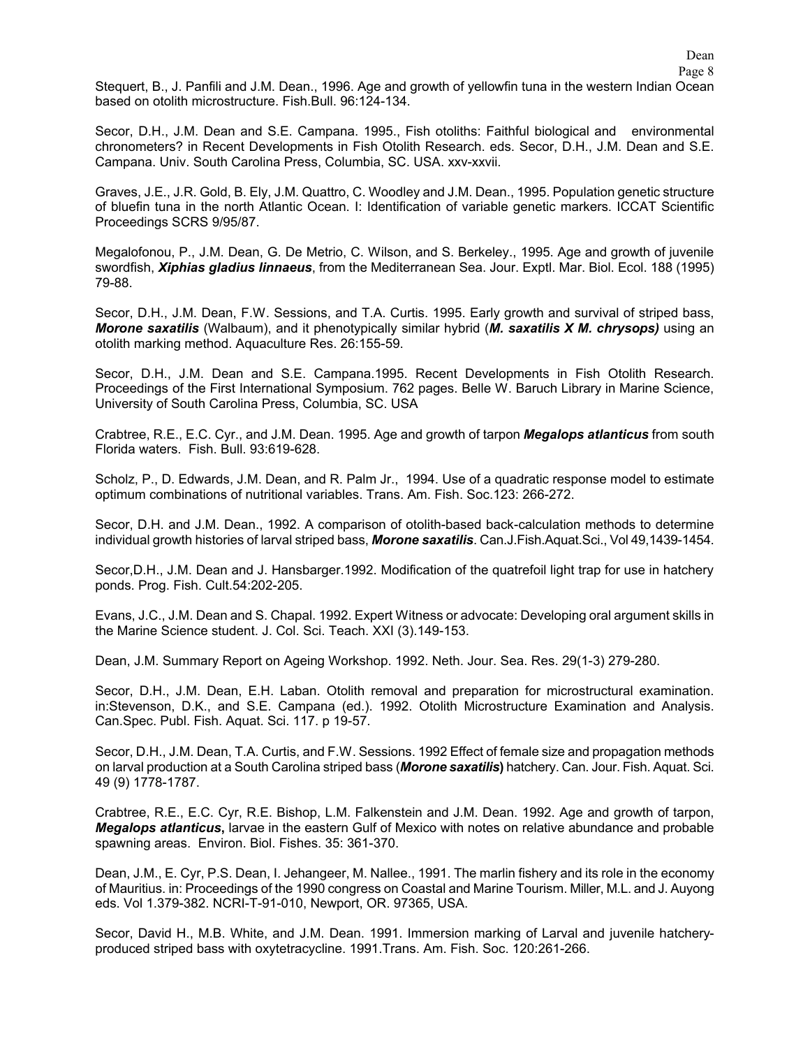Stequert, B., J. Panfili and J.M. Dean., 1996. Age and growth of yellowfin tuna in the western Indian Ocean based on otolith microstructure. Fish.Bull. 96:124-134.

Secor, D.H., J.M. Dean and S.E. Campana. 1995., Fish otoliths: Faithful biological and environmental chronometers? in Recent Developments in Fish Otolith Research. eds. Secor, D.H., J.M. Dean and S.E. Campana. Univ. South Carolina Press, Columbia, SC. USA. xxv-xxvii.

Graves, J.E., J.R. Gold, B. Ely, J.M. Quattro, C. Woodley and J.M. Dean., 1995. Population genetic structure of bluefin tuna in the north Atlantic Ocean. I: Identification of variable genetic markers. ICCAT Scientific Proceedings SCRS 9/95/87.

Megalofonou, P., J.M. Dean, G. De Metrio, C. Wilson, and S. Berkeley., 1995. Age and growth of juvenile swordfish, ***Xiphias gladius linnaeus***, from the Mediterranean Sea. Jour. Exptl. Mar. Biol. Ecol. 188 (1995) 79-88.

Secor, D.H., J.M. Dean, F.W. Sessions, and T.A. Curtis. 1995. Early growth and survival of striped bass, ***Morone saxatilis*** (Walbaum), and it phenotypically similar hybrid (***M. saxatilis X M. chrysops)*** using an otolith marking method. Aquaculture Res. 26:155-59.

Secor, D.H., J.M. Dean and S.E. Campana.1995. Recent Developments in Fish Otolith Research. Proceedings of the First International Symposium. 762 pages. Belle W. Baruch Library in Marine Science, University of South Carolina Press, Columbia, SC. USA

Crabtree, R.E., E.C. Cyr., and J.M. Dean. 1995. Age and growth of tarpon ***Megalops atlanticus*** from south Florida waters. Fish. Bull. 93:619-628.

Scholz, P., D. Edwards, J.M. Dean, and R. Palm Jr., 1994. Use of a quadratic response model to estimate optimum combinations of nutritional variables. Trans. Am. Fish. Soc.123: 266-272.

Secor, D.H. and J.M. Dean., 1992. A comparison of otolith-based back-calculation methods to determine individual growth histories of larval striped bass, ***Morone saxatilis***. Can.J.Fish.Aquat.Sci., Vol 49,1439-1454.

Secor,D.H., J.M. Dean and J. Hansbarger.1992. Modification of the quatrefoil light trap for use in hatchery ponds. Prog. Fish. Cult.54:202-205.

Evans, J.C., J.M. Dean and S. Chapal. 1992. Expert Witness or advocate: Developing oral argument skills in the Marine Science student. J. Col. Sci. Teach. XXI (3).149-153.

Dean, J.M. Summary Report on Ageing Workshop. 1992. Neth. Jour. Sea. Res. 29(1-3) 279-280.

Secor, D.H., J.M. Dean, E.H. Laban. Otolith removal and preparation for microstructural examination. in:Stevenson, D.K., and S.E. Campana (ed.). 1992. Otolith Microstructure Examination and Analysis. Can.Spec. Publ. Fish. Aquat. Sci. 117. p 19-57.

Secor, D.H., J.M. Dean, T.A. Curtis, and F.W. Sessions. 1992 Effect of female size and propagation methods on larval production at a South Carolina striped bass (***Morone saxatilis*)** hatchery. Can. Jour. Fish. Aquat. Sci. 49 (9) 1778-1787.

Crabtree, R.E., E.C. Cyr, R.E. Bishop, L.M. Falkenstein and J.M. Dean. 1992. Age and growth of tarpon, ***Megalops atlanticus*,** larvae in the eastern Gulf of Mexico with notes on relative abundance and probable spawning areas. Environ. Biol. Fishes. 35: 361-370.

Dean, J.M., E. Cyr, P.S. Dean, I. Jehangeer, M. Nallee., 1991. The marlin fishery and its role in the economy of Mauritius. in: Proceedings of the 1990 congress on Coastal and Marine Tourism. Miller, M.L. and J. Auyong eds. Vol 1.379-382. NCRI-T-91-010, Newport, OR. 97365, USA.

Secor, David H., M.B. White, and J.M. Dean. 1991. Immersion marking of Larval and juvenile hatchery-produced striped bass with oxytetracycline. 1991.Trans. Am. Fish. Soc. 120:261-266.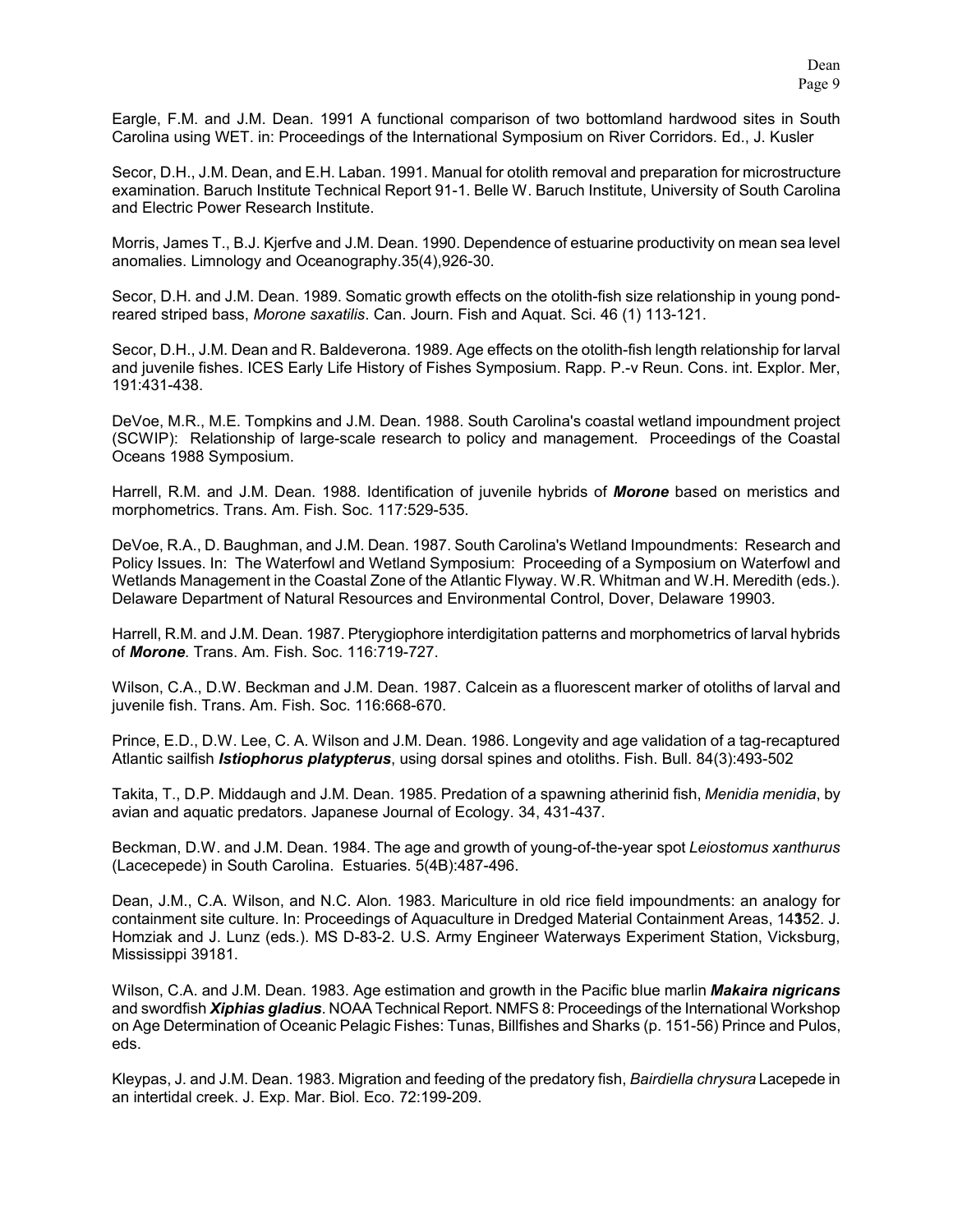Eargle, F.M. and J.M. Dean. 1991 A functional comparison of two bottomland hardwood sites in South Carolina using WET. in: Proceedings of the International Symposium on River Corridors. Ed., J. Kusler

Secor, D.H., J.M. Dean, and E.H. Laban. 1991. Manual for otolith removal and preparation for microstructure examination. Baruch Institute Technical Report 91-1. Belle W. Baruch Institute, University of South Carolina and Electric Power Research Institute.

Morris, James T., B.J. Kjerfve and J.M. Dean. 1990. Dependence of estuarine productivity on mean sea level anomalies. Limnology and Oceanography.35(4),926-30.

Secor, D.H. and J.M. Dean. 1989. Somatic growth effects on the otolith-fish size relationship in young pond-reared striped bass, *Morone saxatilis*. Can. Journ. Fish and Aquat. Sci. 46 (1) 113-121.

Secor, D.H., J.M. Dean and R. Baldeverona. 1989. Age effects on the otolith-fish length relationship for larval and juvenile fishes. ICES Early Life History of Fishes Symposium. Rapp. P.-v Reun. Cons. int. Explor. Mer, 191:431-438.

DeVoe, M.R., M.E. Tompkins and J.M. Dean. 1988. South Carolina's coastal wetland impoundment project (SCWIP): Relationship of large-scale research to policy and management. Proceedings of the Coastal Oceans 1988 Symposium.

Harrell, R.M. and J.M. Dean. 1988. Identification of juvenile hybrids of ***Morone*** based on meristics and morphometrics. Trans. Am. Fish. Soc. 117:529-535.

DeVoe, R.A., D. Baughman, and J.M. Dean. 1987. South Carolina's Wetland Impoundments: Research and Policy Issues. In: The Waterfowl and Wetland Symposium: Proceeding of a Symposium on Waterfowl and Wetlands Management in the Coastal Zone of the Atlantic Flyway. W.R. Whitman and W.H. Meredith (eds.). Delaware Department of Natural Resources and Environmental Control, Dover, Delaware 19903.

Harrell, R.M. and J.M. Dean. 1987. Pterygiophore interdigitation patterns and morphometrics of larval hybrids of ***Morone***. Trans. Am. Fish. Soc. 116:719-727.

Wilson, C.A., D.W. Beckman and J.M. Dean. 1987. Calcein as a fluorescent marker of otoliths of larval and juvenile fish. Trans. Am. Fish. Soc. 116:668-670.

Prince, E.D., D.W. Lee, C. A. Wilson and J.M. Dean. 1986. Longevity and age validation of a tag-recaptured Atlantic sailfish ***Istiophorus platypterus***, using dorsal spines and otoliths. Fish. Bull. 84(3):493-502

Takita, T., D.P. Middaugh and J.M. Dean. 1985. Predation of a spawning atherinid fish, *Menidia menidia*, by avian and aquatic predators. Japanese Journal of Ecology. 34, 431-437.

Beckman, D.W. and J.M. Dean. 1984. The age and growth of young-of-the-year spot *Leiostomus xanthurus* (Lacecepede) in South Carolina. Estuaries. 5(4B):487-496.

Dean, J.M., C.A. Wilson, and N.C. Alon. 1983. Mariculture in old rice field impoundments: an analogy for containment site culture. In: Proceedings of Aquaculture in Dredged Material Containment Areas, 14352. J. Homziak and J. Lunz (eds.). MS D-83-2. U.S. Army Engineer Waterways Experiment Station, Vicksburg, Mississippi 39181.

Wilson, C.A. and J.M. Dean. 1983. Age estimation and growth in the Pacific blue marlin ***Makaira nigricans*** and swordfish ***Xiphias gladius***. NOAA Technical Report. NMFS 8: Proceedings of the International Workshop on Age Determination of Oceanic Pelagic Fishes: Tunas, Billfishes and Sharks (p. 151-56) Prince and Pulos, eds.

Kleypas, J. and J.M. Dean. 1983. Migration and feeding of the predatory fish, *Bairdiella chrysura* Lacepede in an intertidal creek. J. Exp. Mar. Biol. Eco. 72:199-209.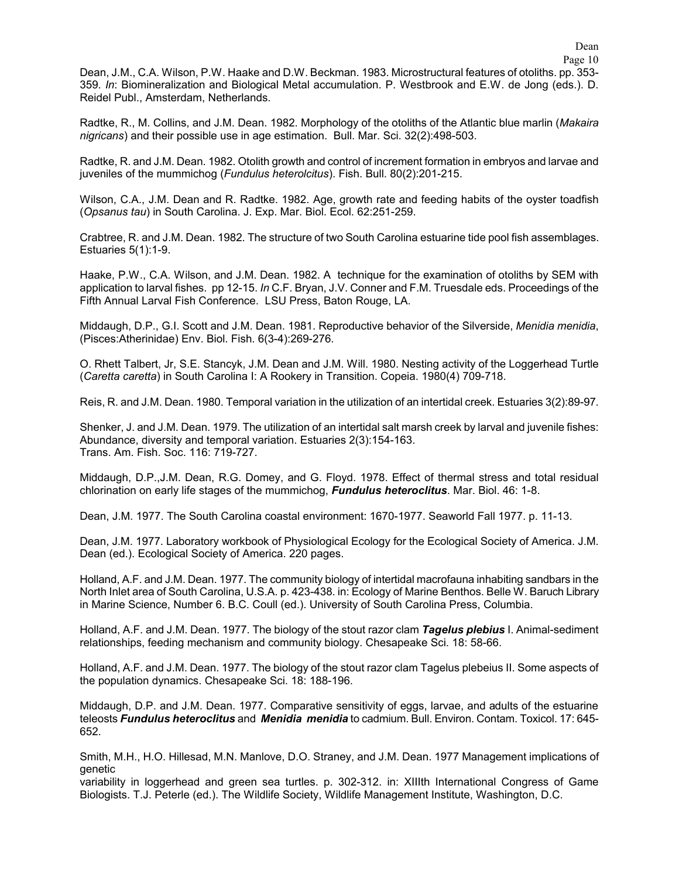Dean, J.M., C.A. Wilson, P.W. Haake and D.W. Beckman. 1983. Microstructural features of otoliths. pp. 353-359. *In*: Biomineralization and Biological Metal accumulation. P. Westbrook and E.W. de Jong (eds.). D. Reidel Publ., Amsterdam, Netherlands.

Radtke, R., M. Collins, and J.M. Dean. 1982. Morphology of the otoliths of the Atlantic blue marlin (*Makaira nigricans*) and their possible use in age estimation. Bull. Mar. Sci. 32(2):498-503.

Radtke, R. and J.M. Dean. 1982. Otolith growth and control of increment formation in embryos and larvae and juveniles of the mummichog (*Fundulus heterolcitus*). Fish. Bull. 80(2):201-215.

Wilson, C.A., J.M. Dean and R. Radtke. 1982. Age, growth rate and feeding habits of the oyster toadfish (*Opsanus tau*) in South Carolina. J. Exp. Mar. Biol. Ecol. 62:251-259.

Crabtree, R. and J.M. Dean. 1982. The structure of two South Carolina estuarine tide pool fish assemblages. Estuaries 5(1):1-9.

Haake, P.W., C.A. Wilson, and J.M. Dean. 1982. A technique for the examination of otoliths by SEM with application to larval fishes. pp 12-15. *In* C.F. Bryan, J.V. Conner and F.M. Truesdale eds. Proceedings of the Fifth Annual Larval Fish Conference. LSU Press, Baton Rouge, LA.

Middaugh, D.P., G.I. Scott and J.M. Dean. 1981. Reproductive behavior of the Silverside, *Menidia menidia*, (Pisces:Atherinidae) Env. Biol. Fish. 6(3-4):269-276.

O. Rhett Talbert, Jr, S.E. Stancyk, J.M. Dean and J.M. Will. 1980. Nesting activity of the Loggerhead Turtle (*Caretta caretta*) in South Carolina I: A Rookery in Transition. Copeia. 1980(4) 709-718.

Reis, R. and J.M. Dean. 1980. Temporal variation in the utilization of an intertidal creek. Estuaries 3(2):89-97.

Shenker, J. and J.M. Dean. 1979. The utilization of an intertidal salt marsh creek by larval and juvenile fishes: Abundance, diversity and temporal variation. Estuaries 2(3):154-163.
Trans. Am. Fish. Soc. 116: 719-727.

Middaugh, D.P.,J.M. Dean, R.G. Domey, and G. Floyd. 1978. Effect of thermal stress and total residual chlorination on early life stages of the mummichog, ***Fundulus heteroclitus***. Mar. Biol. 46: 1-8.

Dean, J.M. 1977. The South Carolina coastal environment: 1670-1977. Seaworld Fall 1977. p. 11-13.

Dean, J.M. 1977. Laboratory workbook of Physiological Ecology for the Ecological Society of America. J.M. Dean (ed.). Ecological Society of America. 220 pages.

Holland, A.F. and J.M. Dean. 1977. The community biology of intertidal macrofauna inhabiting sandbars in the North Inlet area of South Carolina, U.S.A. p. 423-438. in: Ecology of Marine Benthos. Belle W. Baruch Library in Marine Science, Number 6. B.C. Coull (ed.). University of South Carolina Press, Columbia.

Holland, A.F. and J.M. Dean. 1977. The biology of the stout razor clam ***Tagelus plebius*** I. Animal-sediment relationships, feeding mechanism and community biology. Chesapeake Sci. 18: 58-66.

Holland, A.F. and J.M. Dean. 1977. The biology of the stout razor clam Tagelus plebeius II. Some aspects of the population dynamics. Chesapeake Sci. 18: 188-196.

Middaugh, D.P. and J.M. Dean. 1977. Comparative sensitivity of eggs, larvae, and adults of the estuarine teleosts ***Fundulus heteroclitus*** and ***Menidia menidia*** to cadmium. Bull. Environ. Contam. Toxicol. 17: 645-652.

Smith, M.H., H.O. Hillesad, M.N. Manlove, D.O. Straney, and J.M. Dean. 1977 Management implications of genetic
variability in loggerhead and green sea turtles. p. 302-312. in: XIIIth International Congress of Game Biologists. T.J. Peterle (ed.). The Wildlife Society, Wildlife Management Institute, Washington, D.C.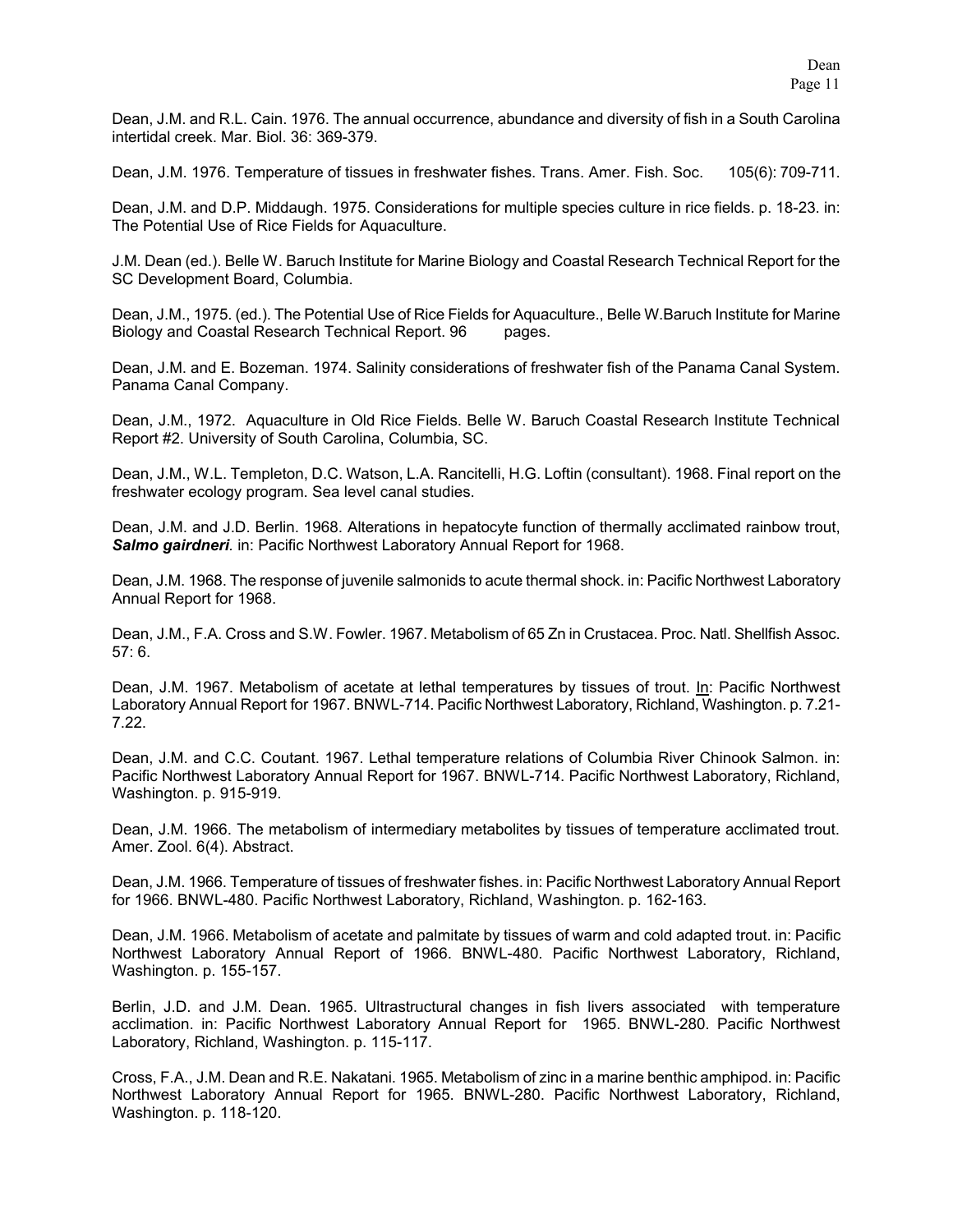Dean, J.M. and R.L. Cain. 1976. The annual occurrence, abundance and diversity of fish in a South Carolina intertidal creek. Mar. Biol. 36: 369-379.

Dean, J.M. 1976. Temperature of tissues in freshwater fishes. Trans. Amer. Fish. Soc. 105(6): 709-711.

Dean, J.M. and D.P. Middaugh. 1975. Considerations for multiple species culture in rice fields. p. 18-23. in: The Potential Use of Rice Fields for Aquaculture.

J.M. Dean (ed.). Belle W. Baruch Institute for Marine Biology and Coastal Research Technical Report for the SC Development Board, Columbia.

Dean, J.M., 1975. (ed.). The Potential Use of Rice Fields for Aquaculture., Belle W.Baruch Institute for Marine Biology and Coastal Research Technical Report. 96 pages.

Dean, J.M. and E. Bozeman. 1974. Salinity considerations of freshwater fish of the Panama Canal System. Panama Canal Company.

Dean, J.M., 1972. Aquaculture in Old Rice Fields. Belle W. Baruch Coastal Research Institute Technical Report #2. University of South Carolina, Columbia, SC.

Dean, J.M., W.L. Templeton, D.C. Watson, L.A. Rancitelli, H.G. Loftin (consultant). 1968. Final report on the freshwater ecology program. Sea level canal studies.

Dean, J.M. and J.D. Berlin. 1968. Alterations in hepatocyte function of thermally acclimated rainbow trout, ***Salmo gairdneri***. in: Pacific Northwest Laboratory Annual Report for 1968.

Dean, J.M. 1968. The response of juvenile salmonids to acute thermal shock. in: Pacific Northwest Laboratory Annual Report for 1968.

Dean, J.M., F.A. Cross and S.W. Fowler. 1967. Metabolism of 65 Zn in Crustacea. Proc. Natl. Shellfish Assoc. 57: 6.

Dean, J.M. 1967. Metabolism of acetate at lethal temperatures by tissues of trout. In: Pacific Northwest Laboratory Annual Report for 1967. BNWL-714. Pacific Northwest Laboratory, Richland, Washington. p. 7.21-7.22.

Dean, J.M. and C.C. Coutant. 1967. Lethal temperature relations of Columbia River Chinook Salmon. in: Pacific Northwest Laboratory Annual Report for 1967. BNWL-714. Pacific Northwest Laboratory, Richland, Washington. p. 915-919.

Dean, J.M. 1966. The metabolism of intermediary metabolites by tissues of temperature acclimated trout. Amer. Zool. 6(4). Abstract.

Dean, J.M. 1966. Temperature of tissues of freshwater fishes. in: Pacific Northwest Laboratory Annual Report for 1966. BNWL-480. Pacific Northwest Laboratory, Richland, Washington. p. 162-163.

Dean, J.M. 1966. Metabolism of acetate and palmitate by tissues of warm and cold adapted trout. in: Pacific Northwest Laboratory Annual Report of 1966. BNWL-480. Pacific Northwest Laboratory, Richland, Washington. p. 155-157.

Berlin, J.D. and J.M. Dean. 1965. Ultrastructural changes in fish livers associated with temperature acclimation. in: Pacific Northwest Laboratory Annual Report for 1965. BNWL-280. Pacific Northwest Laboratory, Richland, Washington. p. 115-117.

Cross, F.A., J.M. Dean and R.E. Nakatani. 1965. Metabolism of zinc in a marine benthic amphipod. in: Pacific Northwest Laboratory Annual Report for 1965. BNWL-280. Pacific Northwest Laboratory, Richland, Washington. p. 118-120.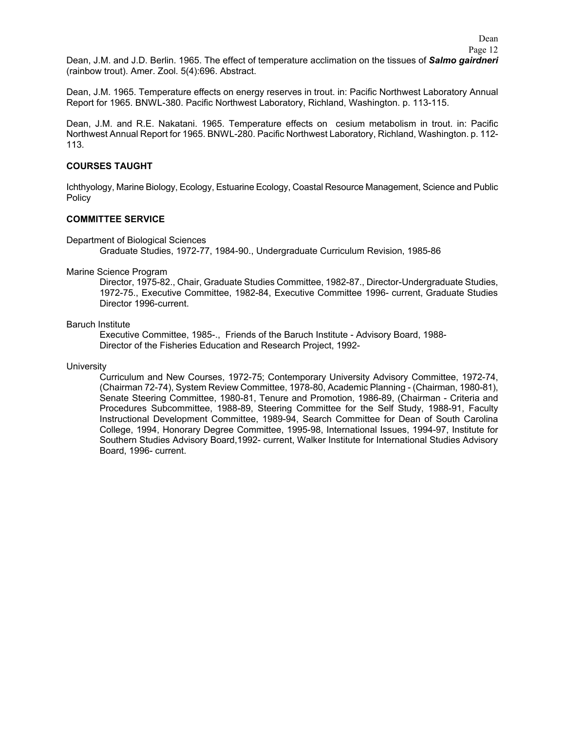Dean, J.M. and J.D. Berlin. 1965. The effect of temperature acclimation on the tissues of ***Salmo gairdneri*** (rainbow trout). Amer. Zool. 5(4):696. Abstract.

Dean, J.M. 1965. Temperature effects on energy reserves in trout. in: Pacific Northwest Laboratory Annual Report for 1965. BNWL-380. Pacific Northwest Laboratory, Richland, Washington. p. 113-115.

Dean, J.M. and R.E. Nakatani. 1965. Temperature effects on cesium metabolism in trout. in: Pacific Northwest Annual Report for 1965. BNWL-280. Pacific Northwest Laboratory, Richland, Washington. p. 112-113.

**COURSES TAUGHT**

Ichthyology, Marine Biology, Ecology, Estuarine Ecology, Coastal Resource Management, Science and Public Policy

**COMMITTEE SERVICE**

Department of Biological Sciences

Graduate Studies, 1972-77, 1984-90., Undergraduate Curriculum Revision, 1985-86

Marine Science Program

Director, 1975-82., Chair, Graduate Studies Committee, 1982-87., Director-Undergraduate Studies, 1972-75., Executive Committee, 1982-84, Executive Committee 1996- current, Graduate Studies Director 1996-current.

Baruch Institute

Executive Committee, 1985-., Friends of the Baruch Institute - Advisory Board, 1988-
Director of the Fisheries Education and Research Project, 1992-

University

Curriculum and New Courses, 1972-75; Contemporary University Advisory Committee, 1972-74, (Chairman 72-74), System Review Committee, 1978-80, Academic Planning - (Chairman, 1980-81), Senate Steering Committee, 1980-81, Tenure and Promotion, 1986-89, (Chairman - Criteria and Procedures Subcommittee, 1988-89, Steering Committee for the Self Study, 1988-91, Faculty Instructional Development Committee, 1989-94, Search Committee for Dean of South Carolina College, 1994, Honorary Degree Committee, 1995-98, International Issues, 1994-97, Institute for Southern Studies Advisory Board,1992- current, Walker Institute for International Studies Advisory Board, 1996- current.